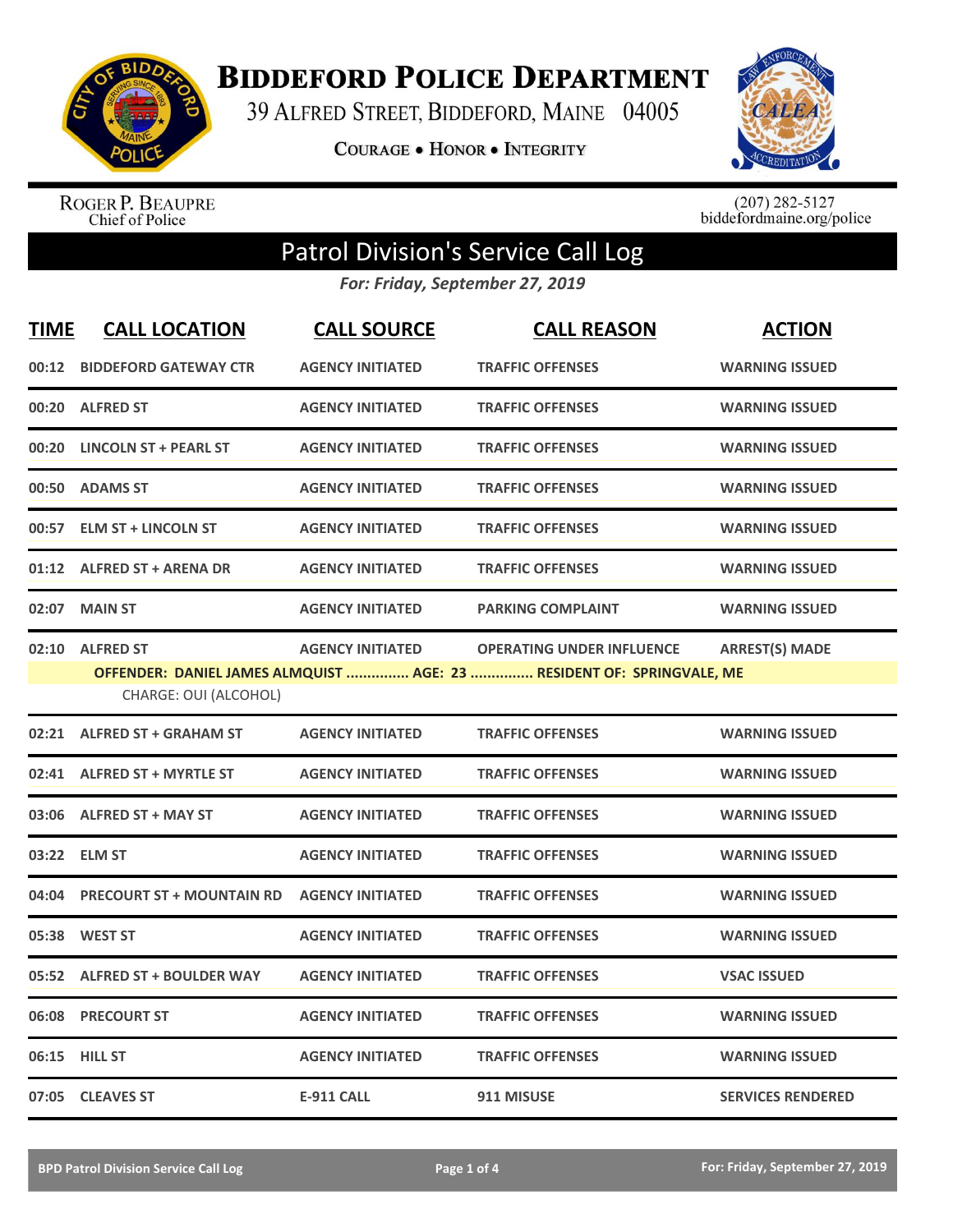# Biddeford Police Department

39 Alfred Street, Biddeford, Maine 04005

Courage • Honor • Integrity

Roger P. Beaupre
Chief of Police

(207) 282-5127
biddefordmaine.org/police

## Patrol Division's Service Call Log

*For: Friday, September 27, 2019*

| TIME | CALL LOCATION | CALL SOURCE | CALL REASON | ACTION |
|---|---|---|---|---|
| 00:12 | BIDDEFORD GATEWAY CTR | AGENCY INITIATED | TRAFFIC OFFENSES | WARNING ISSUED |
| 00:20 | ALFRED ST | AGENCY INITIATED | TRAFFIC OFFENSES | WARNING ISSUED |
| 00:20 | LINCOLN ST + PEARL ST | AGENCY INITIATED | TRAFFIC OFFENSES | WARNING ISSUED |
| 00:50 | ADAMS ST | AGENCY INITIATED | TRAFFIC OFFENSES | WARNING ISSUED |
| 00:57 | ELM ST + LINCOLN ST | AGENCY INITIATED | TRAFFIC OFFENSES | WARNING ISSUED |
| 01:12 | ALFRED ST + ARENA DR | AGENCY INITIATED | TRAFFIC OFFENSES | WARNING ISSUED |
| 02:07 | MAIN ST | AGENCY INITIATED | PARKING COMPLAINT | WARNING ISSUED |
| 02:10 | ALFRED ST | AGENCY INITIATED | OPERATING UNDER INFLUENCE | ARREST(S) MADE |
| | OFFENDER: DANIEL JAMES ALMQUIST ............... AGE: 23 ............... RESIDENT OF: SPRINGVALE, ME | | | |
| | CHARGE: OUI (ALCOHOL) | | | |
| 02:21 | ALFRED ST + GRAHAM ST | AGENCY INITIATED | TRAFFIC OFFENSES | WARNING ISSUED |
| 02:41 | ALFRED ST + MYRTLE ST | AGENCY INITIATED | TRAFFIC OFFENSES | WARNING ISSUED |
| 03:06 | ALFRED ST + MAY ST | AGENCY INITIATED | TRAFFIC OFFENSES | WARNING ISSUED |
| 03:22 | ELM ST | AGENCY INITIATED | TRAFFIC OFFENSES | WARNING ISSUED |
| 04:04 | PRECOURT ST + MOUNTAIN RD | AGENCY INITIATED | TRAFFIC OFFENSES | WARNING ISSUED |
| 05:38 | WEST ST | AGENCY INITIATED | TRAFFIC OFFENSES | WARNING ISSUED |
| 05:52 | ALFRED ST + BOULDER WAY | AGENCY INITIATED | TRAFFIC OFFENSES | VSAC ISSUED |
| 06:08 | PRECOURT ST | AGENCY INITIATED | TRAFFIC OFFENSES | WARNING ISSUED |
| 06:15 | HILL ST | AGENCY INITIATED | TRAFFIC OFFENSES | WARNING ISSUED |
| 07:05 | CLEAVES ST | E-911 CALL | 911 MISUSE | SERVICES RENDERED |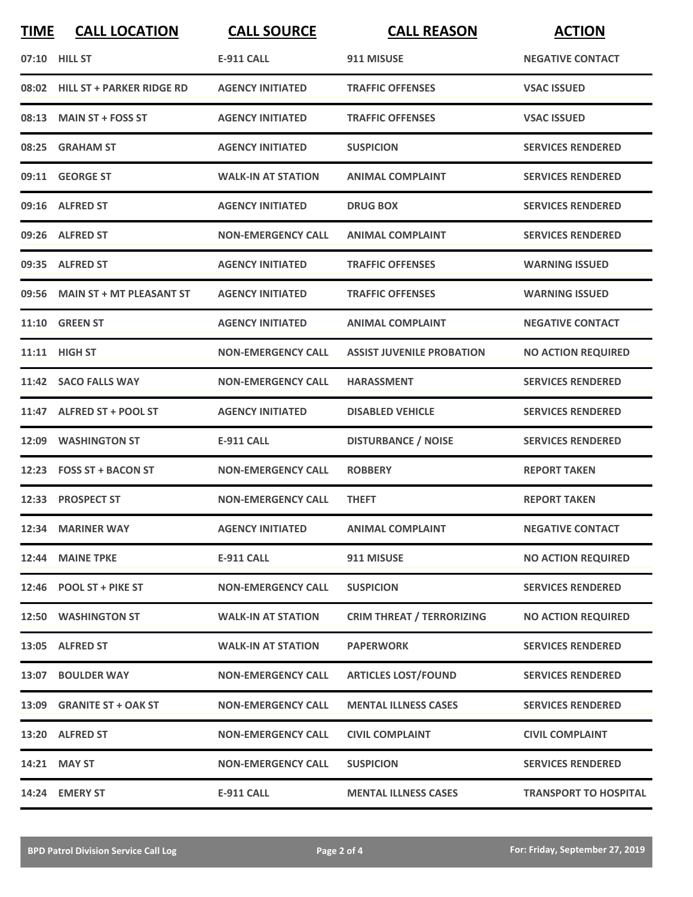| TIME | CALL LOCATION | CALL SOURCE | CALL REASON | ACTION |
| --- | --- | --- | --- | --- |
| 07:10 | HILL ST | E-911 CALL | 911 MISUSE | NEGATIVE CONTACT |
| 08:02 | HILL ST + PARKER RIDGE RD | AGENCY INITIATED | TRAFFIC OFFENSES | VSAC ISSUED |
| 08:13 | MAIN ST + FOSS ST | AGENCY INITIATED | TRAFFIC OFFENSES | VSAC ISSUED |
| 08:25 | GRAHAM ST | AGENCY INITIATED | SUSPICION | SERVICES RENDERED |
| 09:11 | GEORGE ST | WALK-IN AT STATION | ANIMAL COMPLAINT | SERVICES RENDERED |
| 09:16 | ALFRED ST | AGENCY INITIATED | DRUG BOX | SERVICES RENDERED |
| 09:26 | ALFRED ST | NON-EMERGENCY CALL | ANIMAL COMPLAINT | SERVICES RENDERED |
| 09:35 | ALFRED ST | AGENCY INITIATED | TRAFFIC OFFENSES | WARNING ISSUED |
| 09:56 | MAIN ST + MT PLEASANT ST | AGENCY INITIATED | TRAFFIC OFFENSES | WARNING ISSUED |
| 11:10 | GREEN ST | AGENCY INITIATED | ANIMAL COMPLAINT | NEGATIVE CONTACT |
| 11:11 | HIGH ST | NON-EMERGENCY CALL | ASSIST JUVENILE PROBATION | NO ACTION REQUIRED |
| 11:42 | SACO FALLS WAY | NON-EMERGENCY CALL | HARASSMENT | SERVICES RENDERED |
| 11:47 | ALFRED ST + POOL ST | AGENCY INITIATED | DISABLED VEHICLE | SERVICES RENDERED |
| 12:09 | WASHINGTON ST | E-911 CALL | DISTURBANCE / NOISE | SERVICES RENDERED |
| 12:23 | FOSS ST + BACON ST | NON-EMERGENCY CALL | ROBBERY | REPORT TAKEN |
| 12:33 | PROSPECT ST | NON-EMERGENCY CALL | THEFT | REPORT TAKEN |
| 12:34 | MARINER WAY | AGENCY INITIATED | ANIMAL COMPLAINT | NEGATIVE CONTACT |
| 12:44 | MAINE TPKE | E-911 CALL | 911 MISUSE | NO ACTION REQUIRED |
| 12:46 | POOL ST + PIKE ST | NON-EMERGENCY CALL | SUSPICION | SERVICES RENDERED |
| 12:50 | WASHINGTON ST | WALK-IN AT STATION | CRIM THREAT / TERRORIZING | NO ACTION REQUIRED |
| 13:05 | ALFRED ST | WALK-IN AT STATION | PAPERWORK | SERVICES RENDERED |
| 13:07 | BOULDER WAY | NON-EMERGENCY CALL | ARTICLES LOST/FOUND | SERVICES RENDERED |
| 13:09 | GRANITE ST + OAK ST | NON-EMERGENCY CALL | MENTAL ILLNESS CASES | SERVICES RENDERED |
| 13:20 | ALFRED ST | NON-EMERGENCY CALL | CIVIL COMPLAINT | CIVIL COMPLAINT |
| 14:21 | MAY ST | NON-EMERGENCY CALL | SUSPICION | SERVICES RENDERED |
| 14:24 | EMERY ST | E-911 CALL | MENTAL ILLNESS CASES | TRANSPORT TO HOSPITAL |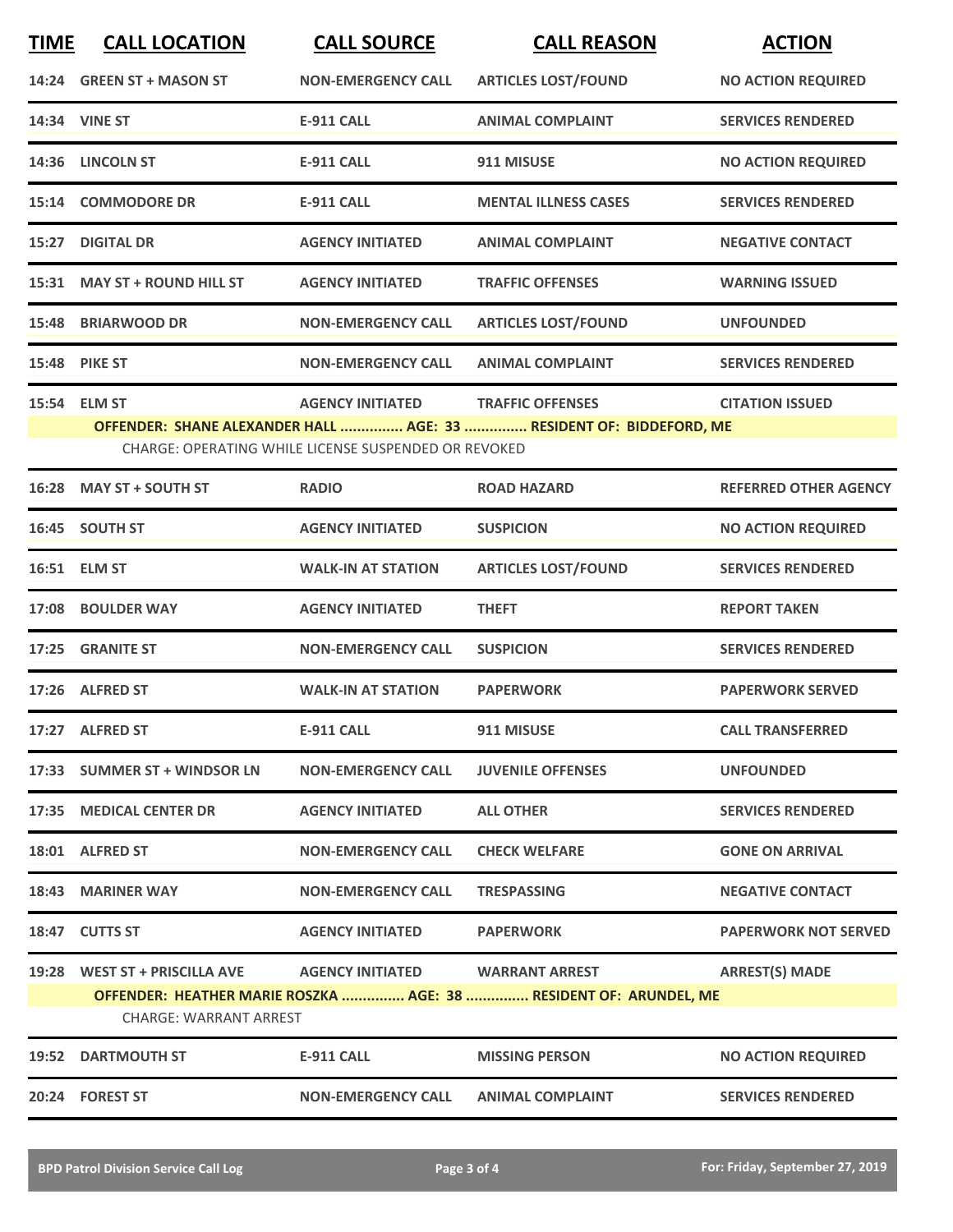| TIME | CALL LOCATION | CALL SOURCE | CALL REASON | ACTION |
|---|---|---|---|---|
| 14:24 | GREEN ST + MASON ST | NON-EMERGENCY CALL | ARTICLES LOST/FOUND | NO ACTION REQUIRED |
| 14:34 | VINE ST | E-911 CALL | ANIMAL COMPLAINT | SERVICES RENDERED |
| 14:36 | LINCOLN ST | E-911 CALL | 911 MISUSE | NO ACTION REQUIRED |
| 15:14 | COMMODORE DR | E-911 CALL | MENTAL ILLNESS CASES | SERVICES RENDERED |
| 15:27 | DIGITAL DR | AGENCY INITIATED | ANIMAL COMPLAINT | NEGATIVE CONTACT |
| 15:31 | MAY ST + ROUND HILL ST | AGENCY INITIATED | TRAFFIC OFFENSES | WARNING ISSUED |
| 15:48 | BRIARWOOD DR | NON-EMERGENCY CALL | ARTICLES LOST/FOUND | UNFOUNDED |
| 15:48 | PIKE ST | NON-EMERGENCY CALL | ANIMAL COMPLAINT | SERVICES RENDERED |
| 15:54 | ELM ST | AGENCY INITIATED | TRAFFIC OFFENSES | CITATION ISSUED |
| | OFFENDER: SHANE ALEXANDER HALL ............... AGE: 33 ............... RESIDENT OF: BIDDEFORD, ME | | | |
| | CHARGE: OPERATING WHILE LICENSE SUSPENDED OR REVOKED | | | |
| 16:28 | MAY ST + SOUTH ST | RADIO | ROAD HAZARD | REFERRED OTHER AGENCY |
| 16:45 | SOUTH ST | AGENCY INITIATED | SUSPICION | NO ACTION REQUIRED |
| 16:51 | ELM ST | WALK-IN AT STATION | ARTICLES LOST/FOUND | SERVICES RENDERED |
| 17:08 | BOULDER WAY | AGENCY INITIATED | THEFT | REPORT TAKEN |
| 17:25 | GRANITE ST | NON-EMERGENCY CALL | SUSPICION | SERVICES RENDERED |
| 17:26 | ALFRED ST | WALK-IN AT STATION | PAPERWORK | PAPERWORK SERVED |
| 17:27 | ALFRED ST | E-911 CALL | 911 MISUSE | CALL TRANSFERRED |
| 17:33 | SUMMER ST + WINDSOR LN | NON-EMERGENCY CALL | JUVENILE OFFENSES | UNFOUNDED |
| 17:35 | MEDICAL CENTER DR | AGENCY INITIATED | ALL OTHER | SERVICES RENDERED |
| 18:01 | ALFRED ST | NON-EMERGENCY CALL | CHECK WELFARE | GONE ON ARRIVAL |
| 18:43 | MARINER WAY | NON-EMERGENCY CALL | TRESPASSING | NEGATIVE CONTACT |
| 18:47 | CUTTS ST | AGENCY INITIATED | PAPERWORK | PAPERWORK NOT SERVED |
| 19:28 | WEST ST + PRISCILLA AVE | AGENCY INITIATED | WARRANT ARREST | ARREST(S) MADE |
| | OFFENDER: HEATHER MARIE ROSZKA ............... AGE: 38 ............... RESIDENT OF: ARUNDEL, ME | | | |
| | CHARGE: WARRANT ARREST | | | |
| 19:52 | DARTMOUTH ST | E-911 CALL | MISSING PERSON | NO ACTION REQUIRED |
| 20:24 | FOREST ST | NON-EMERGENCY CALL | ANIMAL COMPLAINT | SERVICES RENDERED |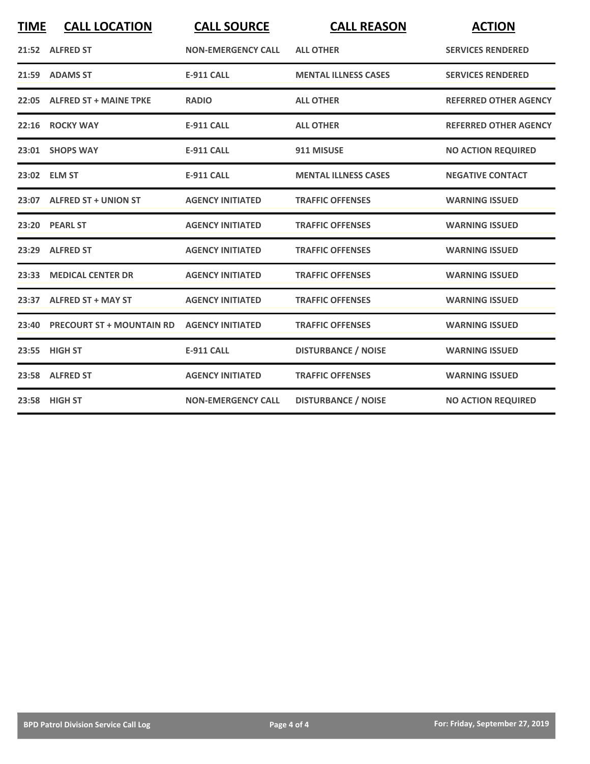| TIME | CALL LOCATION | CALL SOURCE | CALL REASON | ACTION |
| --- | --- | --- | --- | --- |
| 21:52 | ALFRED ST | NON-EMERGENCY CALL | ALL OTHER | SERVICES RENDERED |
| 21:59 | ADAMS ST | E-911 CALL | MENTAL ILLNESS CASES | SERVICES RENDERED |
| 22:05 | ALFRED ST + MAINE TPKE | RADIO | ALL OTHER | REFERRED OTHER AGENCY |
| 22:16 | ROCKY WAY | E-911 CALL | ALL OTHER | REFERRED OTHER AGENCY |
| 23:01 | SHOPS WAY | E-911 CALL | 911 MISUSE | NO ACTION REQUIRED |
| 23:02 | ELM ST | E-911 CALL | MENTAL ILLNESS CASES | NEGATIVE CONTACT |
| 23:07 | ALFRED ST + UNION ST | AGENCY INITIATED | TRAFFIC OFFENSES | WARNING ISSUED |
| 23:20 | PEARL ST | AGENCY INITIATED | TRAFFIC OFFENSES | WARNING ISSUED |
| 23:29 | ALFRED ST | AGENCY INITIATED | TRAFFIC OFFENSES | WARNING ISSUED |
| 23:33 | MEDICAL CENTER DR | AGENCY INITIATED | TRAFFIC OFFENSES | WARNING ISSUED |
| 23:37 | ALFRED ST + MAY ST | AGENCY INITIATED | TRAFFIC OFFENSES | WARNING ISSUED |
| 23:40 | PRECOURT ST + MOUNTAIN RD | AGENCY INITIATED | TRAFFIC OFFENSES | WARNING ISSUED |
| 23:55 | HIGH ST | E-911 CALL | DISTURBANCE / NOISE | WARNING ISSUED |
| 23:58 | ALFRED ST | AGENCY INITIATED | TRAFFIC OFFENSES | WARNING ISSUED |
| 23:58 | HIGH ST | NON-EMERGENCY CALL | DISTURBANCE / NOISE | NO ACTION REQUIRED |